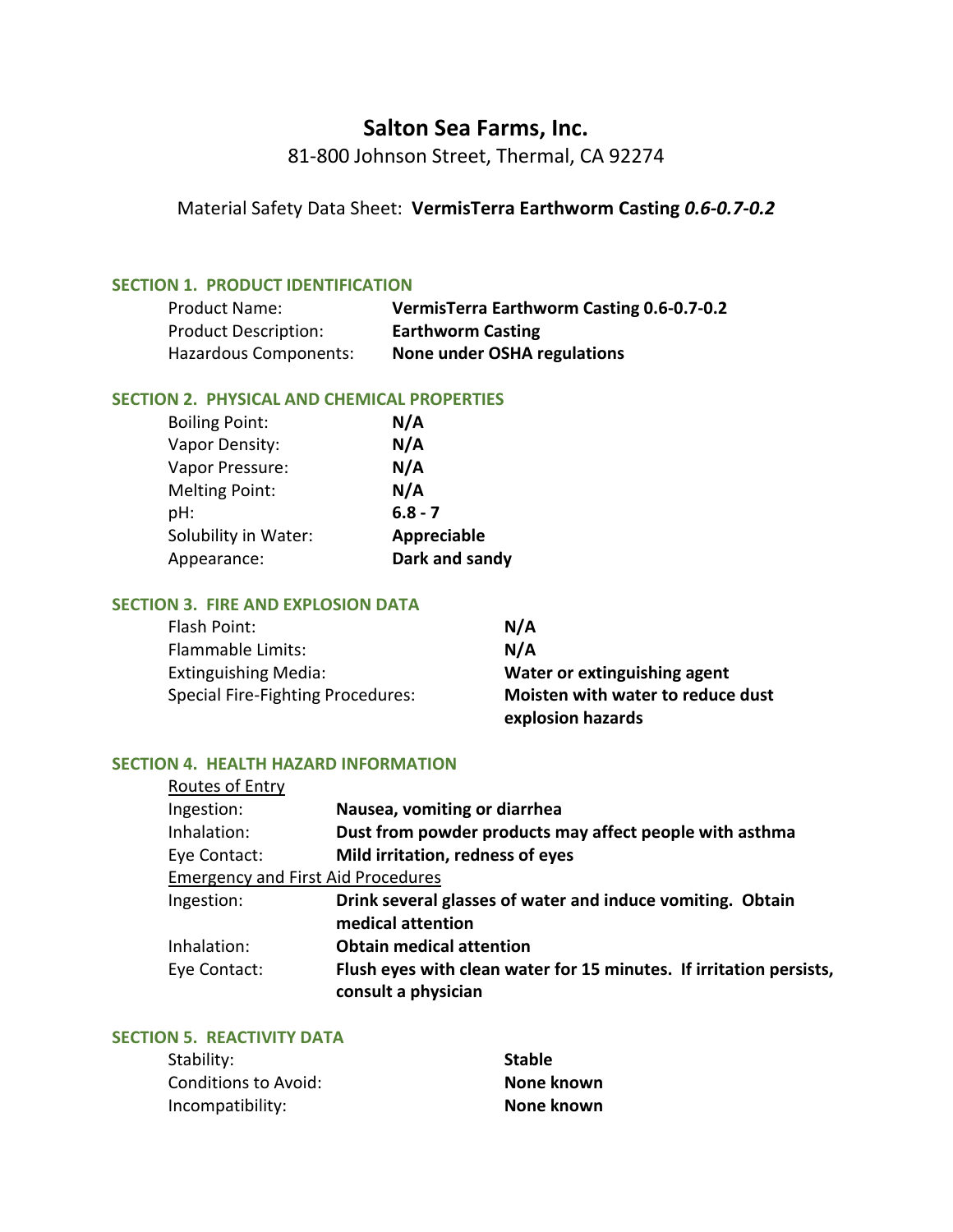# Salton Sea Farms, Inc.

81-800 Johnson Street, Thermal, CA 92274

Material Safety Data Sheet: **VermisTerra Earthworm Casting *0.6-0.7-0.2***

## SECTION 1. PRODUCT IDENTIFICATION

| | |
|---|---|
| Product Name: | **VermisTerra Earthworm Casting 0.6-0.7-0.2** |
| Product Description: | **Earthworm Casting** |
| Hazardous Components: | **None under OSHA regulations** |

## SECTION 2. PHYSICAL AND CHEMICAL PROPERTIES

| | |
|---|---|
| Boiling Point: | **N/A** |
| Vapor Density: | **N/A** |
| Vapor Pressure: | **N/A** |
| Melting Point: | **N/A** |
| pH: | **6.8 - 7** |
| Solubility in Water: | **Appreciable** |
| Appearance: | **Dark and sandy** |

## SECTION 3. FIRE AND EXPLOSION DATA

| | |
|---|---|
| Flash Point: | **N/A** |
| Flammable Limits: | **N/A** |
| Extinguishing Media: | **Water or extinguishing agent** |
| Special Fire-Fighting Procedures: | **Moisten with water to reduce dust explosion hazards** |

## SECTION 4. HEALTH HAZARD INFORMATION

<u>Routes of Entry</u>

| | |
|---|---|
| Ingestion: | **Nausea, vomiting or diarrhea** |
| Inhalation: | **Dust from powder products may affect people with asthma** |
| Eye Contact: | **Mild irritation, redness of eyes** |

<u>Emergency and First Aid Procedures</u>

| | |
|---|---|
| Ingestion: | **Drink several glasses of water and induce vomiting. Obtain medical attention** |
| Inhalation: | **Obtain medical attention** |
| Eye Contact: | **Flush eyes with clean water for 15 minutes. If irritation persists, consult a physician** |

## SECTION 5. REACTIVITY DATA

| | |
|---|---|
| Stability: | **Stable** |
| Conditions to Avoid: | **None known** |
| Incompatibility: | **None known** |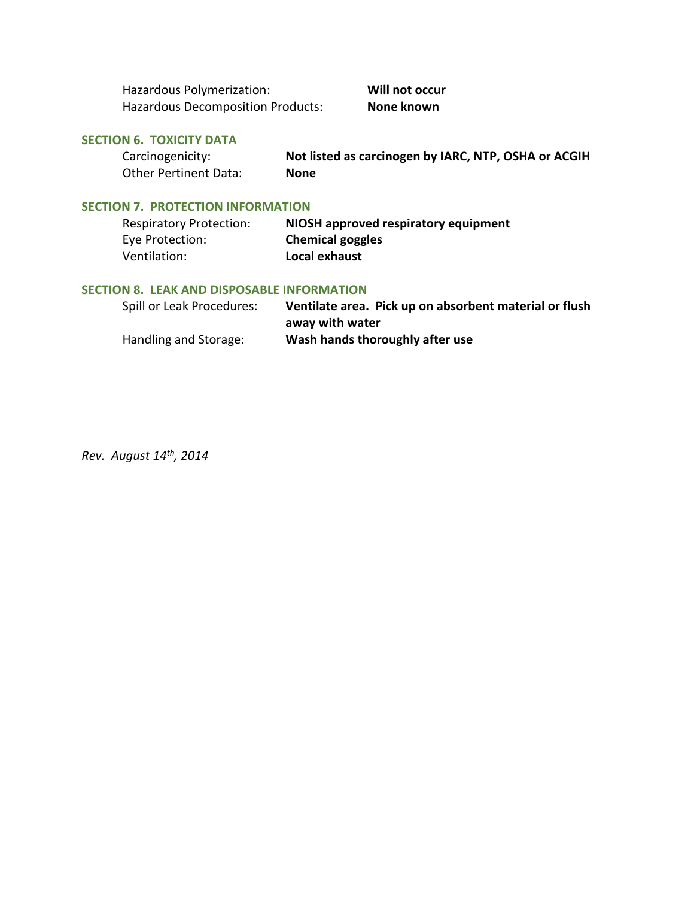| | |
|---|---|
| Hazardous Polymerization: | **Will not occur** |
| Hazardous Decomposition Products: | **None known** |

## SECTION 6. TOXICITY DATA

| | |
|---|---|
| Carcinogenicity: | **Not listed as carcinogen by IARC, NTP, OSHA or ACGIH** |
| Other Pertinent Data: | **None** |

## SECTION 7. PROTECTION INFORMATION

| | |
|---|---|
| Respiratory Protection: | **NIOSH approved respiratory equipment** |
| Eye Protection: | **Chemical goggles** |
| Ventilation: | **Local exhaust** |

## SECTION 8. LEAK AND DISPOSABLE INFORMATION

| | |
|---|---|
| Spill or Leak Procedures: | **Ventilate area. Pick up on absorbent material or flush away with water** |
| Handling and Storage: | **Wash hands thoroughly after use** |

*Rev. August 14th, 2014*